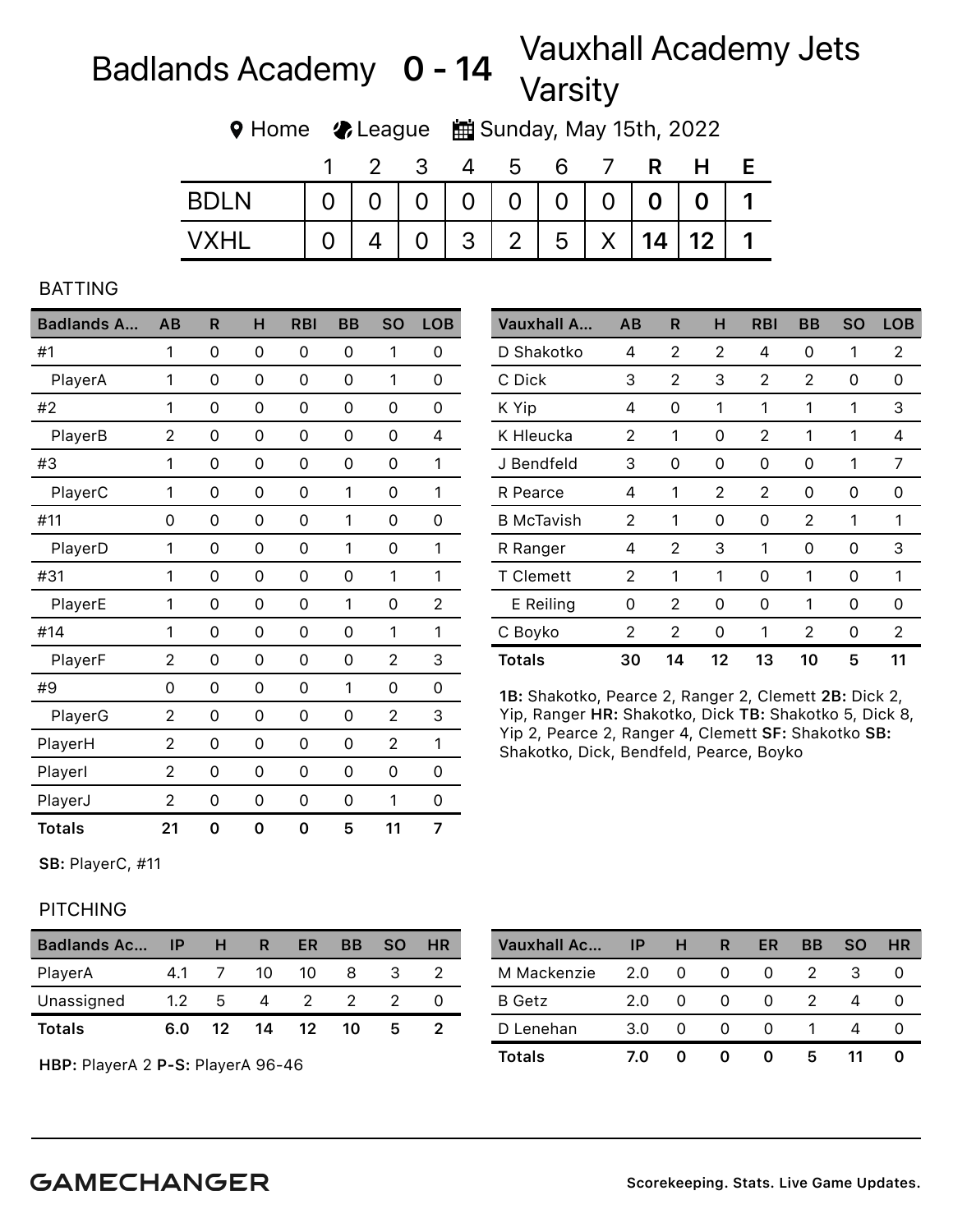# Badlands Academy 0 - 14 Vauxhall Academy Jets Varsity

Home | League | Sunday, May 15th, 2022

| | 1 | 2 | 3 | 4 | 5 | 6 | 7 | R | H | E |
|---|---|---|---|---|---|---|---|---|---|---|
| BDLN | 0 | 0 | 0 | 0 | 0 | 0 | 0 | **0** | **0** | **1** |
| VXHL | 0 | 4 | 0 | 3 | 2 | 5 | X | **14** | **12** | **1** |

## BATTING

| Badlands A... | AB | R | H | RBI | BB | SO | LOB |
|---|---|---|---|---|---|---|---|
| #1 | 1 | 0 | 0 | 0 | 0 | 1 | 0 |
| PlayerA | 1 | 0 | 0 | 0 | 0 | 1 | 0 |
| #2 | 1 | 0 | 0 | 0 | 0 | 0 | 0 |
| PlayerB | 2 | 0 | 0 | 0 | 0 | 0 | 4 |
| #3 | 1 | 0 | 0 | 0 | 0 | 0 | 1 |
| PlayerC | 1 | 0 | 0 | 0 | 1 | 0 | 1 |
| #11 | 0 | 0 | 0 | 0 | 1 | 0 | 0 |
| PlayerD | 1 | 0 | 0 | 0 | 1 | 0 | 1 |
| #31 | 1 | 0 | 0 | 0 | 0 | 1 | 1 |
| PlayerE | 1 | 0 | 0 | 0 | 1 | 0 | 2 |
| #14 | 1 | 0 | 0 | 0 | 0 | 1 | 1 |
| PlayerF | 2 | 0 | 0 | 0 | 0 | 2 | 3 |
| #9 | 0 | 0 | 0 | 0 | 1 | 0 | 0 |
| PlayerG | 2 | 0 | 0 | 0 | 0 | 2 | 3 |
| PlayerH | 2 | 0 | 0 | 0 | 0 | 2 | 1 |
| PlayerI | 2 | 0 | 0 | 0 | 0 | 0 | 0 |
| PlayerJ | 2 | 0 | 0 | 0 | 0 | 1 | 0 |
| **Totals** | **21** | **0** | **0** | **0** | **5** | **11** | **7** |

**SB:** PlayerC, #11

| Vauxhall A... | AB | R | H | RBI | BB | SO | LOB |
|---|---|---|---|---|---|---|---|
| D Shakotko | 4 | 2 | 2 | 4 | 0 | 1 | 2 |
| C Dick | 3 | 2 | 3 | 2 | 2 | 0 | 0 |
| K Yip | 4 | 0 | 1 | 1 | 1 | 1 | 3 |
| K Hleucka | 2 | 1 | 0 | 2 | 1 | 1 | 4 |
| J Bendfeld | 3 | 0 | 0 | 0 | 0 | 1 | 7 |
| R Pearce | 4 | 1 | 2 | 2 | 0 | 0 | 0 |
| B McTavish | 2 | 1 | 0 | 0 | 2 | 1 | 1 |
| R Ranger | 4 | 2 | 3 | 1 | 0 | 0 | 3 |
| T Clemett | 2 | 1 | 1 | 0 | 1 | 0 | 1 |
| E Reiling | 0 | 2 | 0 | 0 | 1 | 0 | 0 |
| C Boyko | 2 | 2 | 0 | 1 | 2 | 0 | 2 |
| **Totals** | **30** | **14** | **12** | **13** | **10** | **5** | **11** |

**1B:** Shakotko, Pearce 2, Ranger 2, Clemett **2B:** Dick 2, Yip, Ranger **HR:** Shakotko, Dick **TB:** Shakotko 5, Dick 8, Yip 2, Pearce 2, Ranger 4, Clemett **SF:** Shakotko **SB:** Shakotko, Dick, Bendfeld, Pearce, Boyko

## PITCHING

| Badlands Ac... | IP | H | R | ER | BB | SO | HR |
|---|---|---|---|---|---|---|---|
| PlayerA | 4.1 | 7 | 10 | 10 | 8 | 3 | 2 |
| Unassigned | 1.2 | 5 | 4 | 2 | 2 | 2 | 0 |
| **Totals** | **6.0** | **12** | **14** | **12** | **10** | **5** | **2** |

**HBP:** PlayerA 2 **P-S:** PlayerA 96-46

| Vauxhall Ac... | IP | H | R | ER | BB | SO | HR |
|---|---|---|---|---|---|---|---|
| M Mackenzie | 2.0 | 0 | 0 | 0 | 2 | 3 | 0 |
| B Getz | 2.0 | 0 | 0 | 0 | 2 | 4 | 0 |
| D Lenehan | 3.0 | 0 | 0 | 0 | 1 | 4 | 0 |
| **Totals** | **7.0** | **0** | **0** | **0** | **5** | **11** | **0** |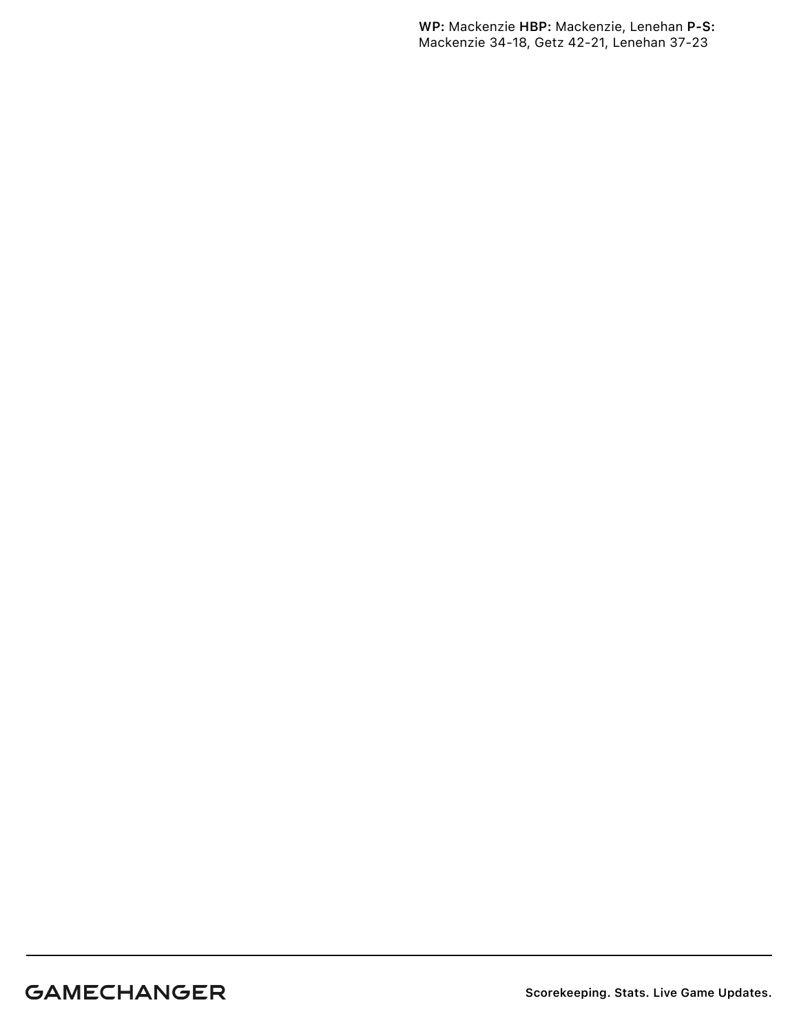**WP:** Mackenzie **HBP:** Mackenzie, Lenehan **P-S:** Mackenzie 34-18, Getz 42-21, Lenehan 37-23